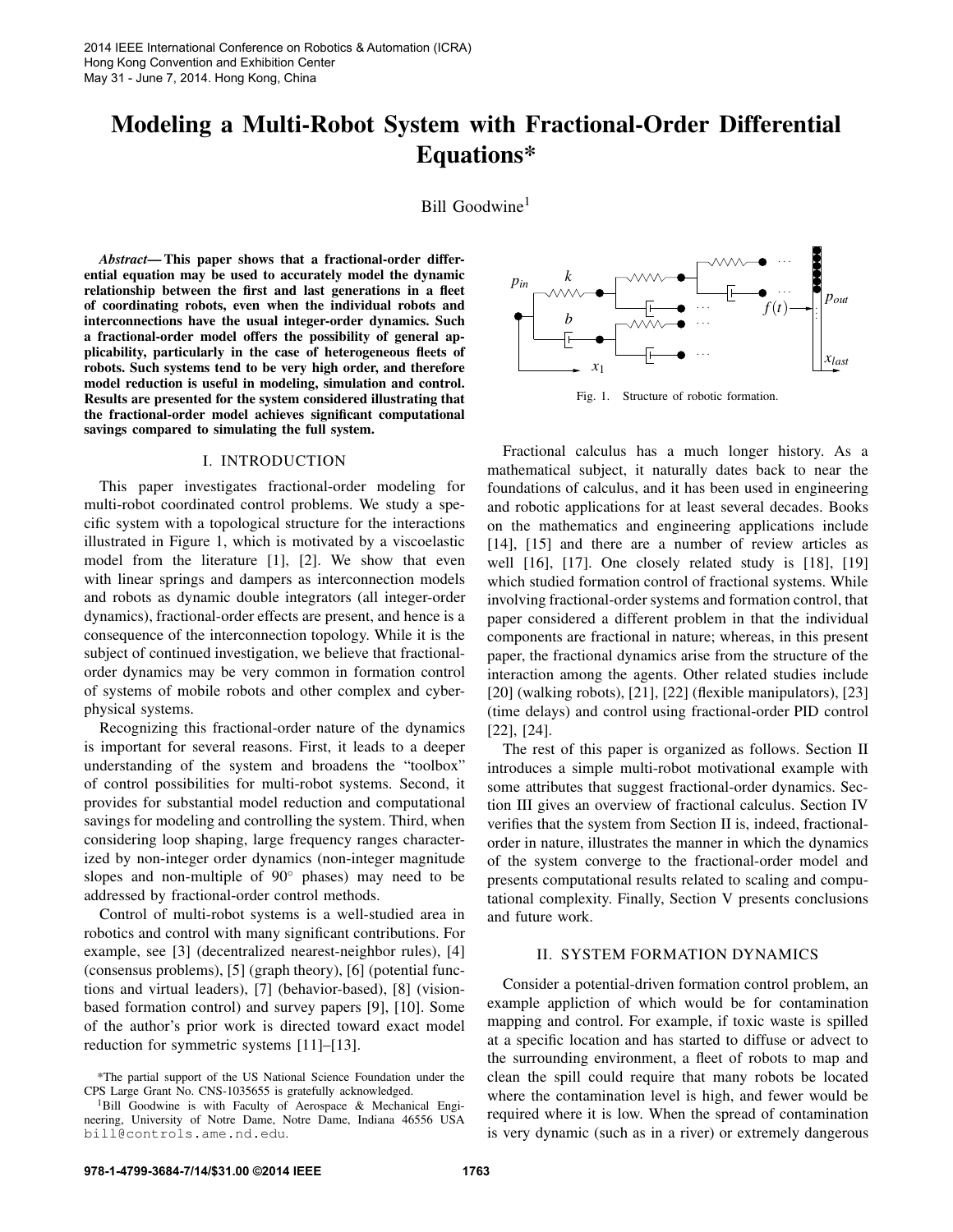# Modeling a Multi-Robot System with Fractional-Order Differential Equations*

Bill Goodwine[1]

***Abstract*— This paper shows that a fractional-order differential equation may be used to accurately model the dynamic relationship between the first and last generations in a fleet of coordinating robots, even when the individual robots and interconnections have the usual integer-order dynamics. Such a fractional-order model offers the possibility of general applicability, particularly in the case of heterogeneous fleets of robots. Such systems tend to be very high order, and therefore model reduction is useful in modeling, simulation and control. Results are presented for the system considered illustrating that the fractional-order model achieves significant computational savings compared to simulating the full system.**

## I. INTRODUCTION

This paper investigates fractional-order modeling for multi-robot coordinated control problems. We study a specific system with a topological structure for the interactions illustrated in Figure 1, which is motivated by a viscoelastic model from the literature [1], [2]. We show that even with linear springs and dampers as interconnection models and robots as dynamic double integrators (all integer-order dynamics), fractional-order effects are present, and hence is a consequence of the interconnection topology. While it is the subject of continued investigation, we believe that fractional-order dynamics may be very common in formation control of systems of mobile robots and other complex and cyber-physical systems.

Recognizing this fractional-order nature of the dynamics is important for several reasons. First, it leads to a deeper understanding of the system and broadens the "toolbox" of control possibilities for multi-robot systems. Second, it provides for substantial model reduction and computational savings for modeling and controlling the system. Third, when considering loop shaping, large frequency ranges characterized by non-integer order dynamics (non-integer magnitude slopes and non-multiple of 90° phases) may need to be addressed by fractional-order control methods.

Control of multi-robot systems is a well-studied area in robotics and control with many significant contributions. For example, see [3] (decentralized nearest-neighbor rules), [4] (consensus problems), [5] (graph theory), [6] (potential functions and virtual leaders), [7] (behavior-based), [8] (vision-based formation control) and survey papers [9], [10]. Some of the author's prior work is directed toward exact model reduction for symmetric systems [11]–[13].

Fig. 1. Structure of robotic formation.

Fractional calculus has a much longer history. As a mathematical subject, it naturally dates back to near the foundations of calculus, and it has been used in engineering and robotic applications for at least several decades. Books on the mathematics and engineering applications include [14], [15] and there are a number of review articles as well [16], [17]. One closely related study is [18], [19] which studied formation control of fractional systems. While involving fractional-order systems and formation control, that paper considered a different problem in that the individual components are fractional in nature; whereas, in this present paper, the fractional dynamics arise from the structure of the interaction among the agents. Other related studies include [20] (walking robots), [21], [22] (flexible manipulators), [23] (time delays) and control using fractional-order PID control [22], [24].

The rest of this paper is organized as follows. Section II introduces a simple multi-robot motivational example with some attributes that suggest fractional-order dynamics. Section III gives an overview of fractional calculus. Section IV verifies that the system from Section II is, indeed, fractional-order in nature, illustrates the manner in which the dynamics of the system converge to the fractional-order model and presents computational results related to scaling and computational complexity. Finally, Section V presents conclusions and future work.

## II. SYSTEM FORMATION DYNAMICS

Consider a potential-driven formation control problem, an example appliction of which would be for contamination mapping and control. For example, if toxic waste is spilled at a specific location and has started to diffuse or advect to the surrounding environment, a fleet of robots to map and clean the spill could require that many robots be located where the contamination level is high, and fewer would be required where it is low. When the spread of contamination is very dynamic (such as in a river) or extremely dangerous

*The partial support of the US National Science Foundation under the CPS Large Grant No. CNS-1035655 is gratefully acknowledged.

[1]Bill Goodwine is with Faculty of Aerospace & Mechanical Engineering, University of Notre Dame, Notre Dame, Indiana 46556 USA bill@controls.ame.nd.edu.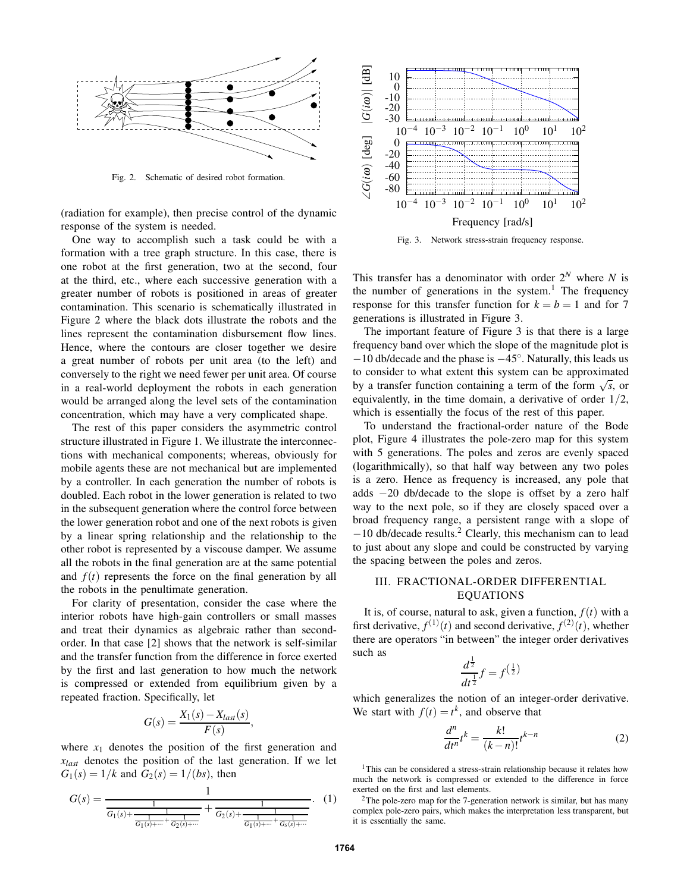Fig. 2. Schematic of desired robot formation.

(radiation for example), then precise control of the dynamic response of the system is needed.

One way to accomplish such a task could be with a formation with a tree graph structure. In this case, there is one robot at the first generation, two at the second, four at the third, etc., where each successive generation with a greater number of robots is positioned in areas of greater contamination. This scenario is schematically illustrated in Figure 2 where the black dots illustrate the robots and the lines represent the contamination disbursement flow lines. Hence, where the contours are closer together we desire a great number of robots per unit area (to the left) and conversely to the right we need fewer per unit area. Of course in a real-world deployment the robots in each generation would be arranged along the level sets of the contamination concentration, which may have a very complicated shape.

The rest of this paper considers the asymmetric control structure illustrated in Figure 1. We illustrate the interconnections with mechanical components; whereas, obviously for mobile agents these are not mechanical but are implemented by a controller. In each generation the number of robots is doubled. Each robot in the lower generation is related to two in the subsequent generation where the control force between the lower generation robot and one of the next robots is given by a linear spring relationship and the relationship to the other robot is represented by a viscouse damper. We assume all the robots in the final generation are at the same potential and $f(t)$ represents the force on the final generation by all the robots in the penultimate generation.

For clarity of presentation, consider the case where the interior robots have high-gain controllers or small masses and treat their dynamics as algebraic rather than second-order. In that case [2] shows that the network is self-similar and the transfer function from the difference in force exerted by the first and last generation to how much the network is compressed or extended from equilibrium given by a repeated fraction. Specifically, let

$$G(s) = \frac{X_1(s) - X_{last}(s)}{F(s)},$$

where $x_1$ denotes the position of the first generation and $x_{last}$ denotes the position of the last generation. If we let $G_1(s) = 1/k$ and $G_2(s) = 1/(bs)$, then

$$G(s) = \frac{1}{\frac{1}{G_1(s)+\frac{1}{\frac{1}{G_1(s)+\cdots}+\frac{1}{G_2(s)+\cdots}}} + \frac{1}{G_2(s)+\frac{1}{\frac{1}{G_1(s)+\cdots}+\frac{1}{G_s(s)+\cdots}}}}. \quad (1)$$

|G(iω)| [dB]
10
0
-10
-20
-30
$10^{-4}$ $10^{-3}$ $10^{-2}$ $10^{-1}$ $10^{0}$ $10^{1}$ $10^{2}$
∠G(iω) [deg]
0
-20
-40
-60
-80
$10^{-4}$ $10^{-3}$ $10^{-2}$ $10^{-1}$ $10^{0}$ $10^{1}$ $10^{2}$
Frequency [rad/s]

Fig. 3. Network stress-strain frequency response.

This transfer has a denominator with order $2^N$ where $N$ is the number of generations in the system.[1] The frequency response for this transfer function for $k = b = 1$ and for 7 generations is illustrated in Figure 3.

The important feature of Figure 3 is that there is a large frequency band over which the slope of the magnitude plot is $-10$ db/decade and the phase is $-45°$. Naturally, this leads us to consider to what extent this system can be approximated by a transfer function containing a term of the form $\sqrt{s}$, or equivalently, in the time domain, a derivative of order $1/2$, which is essentially the focus of the rest of this paper.

To understand the fractional-order nature of the Bode plot, Figure 4 illustrates the pole-zero map for this system with 5 generations. The poles and zeros are evenly spaced (logarithmically), so that half way between any two poles is a zero. Hence as frequency is increased, any pole that adds $-20$ db/decade to the slope is offset by a zero half way to the next pole, so if they are closely spaced over a broad frequency range, a persistent range with a slope of $-10$ db/decade results.[2] Clearly, this mechanism can to lead to just about any slope and could be constructed by varying the spacing between the poles and zeros.

## III. FRACTIONAL-ORDER DIFFERENTIAL EQUATIONS

It is, of course, natural to ask, given a function, $f(t)$ with a first derivative, $f^{(1)}(t)$ and second derivative, $f^{(2)}(t)$, whether there are operators "in between" the integer order derivatives such as

$$\frac{d^{\frac{1}{2}}}{dt^{\frac{1}{2}}} f = f^{\left(\frac{1}{2}\right)}$$

which generalizes the notion of an integer-order derivative. We start with $f(t) = t^k$, and observe that

$$\frac{d^n}{dt^n} t^k = \frac{k!}{(k-n)!} t^{k-n} \quad (2)$$

[1] This can be considered a stress-strain relationship because it relates how much the network is compressed or extended to the difference in force exerted on the first and last elements.

[2] The pole-zero map for the 7-generation network is similar, but has many complex pole-zero pairs, which makes the interpretation less transparent, but it is essentially the same.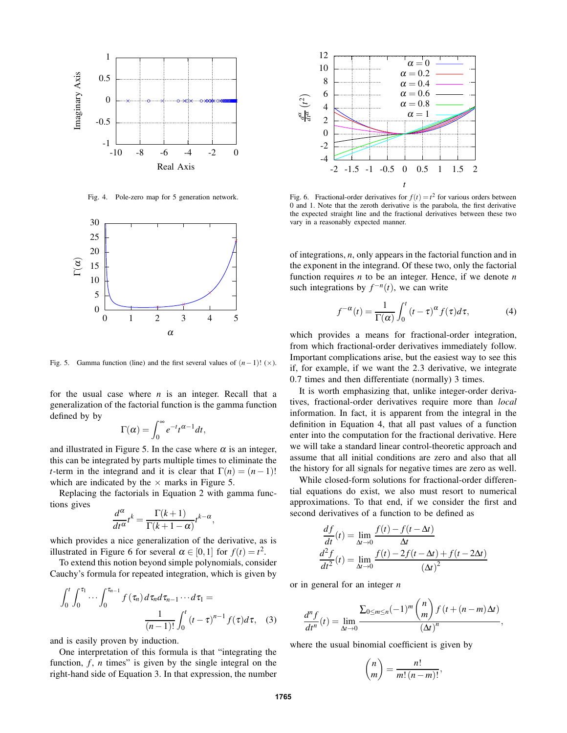Fig. 4. Pole-zero map for 5 generation network.

Fig. 5. Gamma function (line) and the first several values of $(n-1)!$ ($\times$).

for the usual case where $n$ is an integer. Recall that a generalization of the factorial function is the gamma function defined by by

$$\Gamma(\alpha) = \int_0^\infty e^{-t} t^{\alpha-1} dt,$$

and illustrated in Figure 5. In the case where $\alpha$ is an integer, this can be integrated by parts multiple times to eliminate the $t$-term in the integrand and it is clear that $\Gamma(n) = (n-1)!$ which are indicated by the $\times$ marks in Figure 5.

Replacing the factorials in Equation 2 with gamma functions gives

$$\frac{d^\alpha}{dt^\alpha} t^k = \frac{\Gamma(k+1)}{\Gamma(k+1-\alpha)} t^{k-\alpha},$$

which provides a nice generalization of the derivative, as is illustrated in Figure 6 for several $\alpha \in [0,1]$ for $f(t) = t^2$.

To extend this notion beyond simple polynomials, consider Cauchy's formula for repeated integration, which is given by

$$\int_0^t \int_0^{\tau_1} \cdots \int_0^{\tau_{n-1}} f(\tau_n) d\tau_n d\tau_{n-1} \cdots d\tau_1 = \frac{1}{(n-1)!} \int_0^t (t-\tau)^{n-1} f(\tau) d\tau, \quad (3)$$

and is easily proven by induction.

One interpretation of this formula is that "integrating the function, $f$, $n$ times" is given by the single integral on the right-hand side of Equation 3. In that expression, the number of integrations, $n$, only appears in the factorial function and in the exponent in the integrand. Of these two, only the factorial function requires $n$ to be an integer. Hence, if we denote $n$ such integrations by $f^{-n}(t)$, we can write

$$f^{-\alpha}(t) = \frac{1}{\Gamma(\alpha)} \int_0^t (t-\tau)^\alpha f(\tau) d\tau, \quad (4)$$

which provides a means for fractional-order integration, from which fractional-order derivatives immediately follow. Important complications arise, but the easiest way to see this if, for example, if we want the 2.3 derivative, we integrate 0.7 times and then differentiate (normally) 3 times.

Fig. 6. Fractional-order derivatives for $f(t) = t^2$ for various orders between 0 and 1. Note that the zeroth derivative is the parabola, the first derivative the expected straight line and the fractional derivatives between these two vary in a reasonably expected manner.

It is worth emphasizing that, unlike integer-order derivatives, fractional-order derivatives require more than *local* information. In fact, it is apparent from the integral in the definition in Equation 4, that all past values of a function enter into the computation for the fractional derivative. Here we will take a standard linear control-theoretic approach and assume that all initial conditions are zero and also that all the history for all signals for negative times are zero as well.

While closed-form solutions for fractional-order differential equations do exist, we also must resort to numerical approximations. To that end, if we consider the first and second derivatives of a function to be defined as

$$\frac{df}{dt}(t) = \lim_{\Delta t \to 0} \frac{f(t) - f(t-\Delta t)}{\Delta t}$$

$$\frac{d^2 f}{dt^2}(t) = \lim_{\Delta t \to 0} \frac{f(t) - 2f(t-\Delta t) + f(t-2\Delta t)}{(\Delta t)^2}$$

or in general for an integer $n$

$$\frac{d^n f}{dt^n}(t) = \lim_{\Delta t \to 0} \frac{\sum_{0 \le m \le n} (-1)^m \binom{n}{m} f(t + (n-m)\Delta t)}{(\Delta t)^n},$$

where the usual binomial coefficient is given by

$$\binom{n}{m} = \frac{n!}{m!\,(n-m)!},$$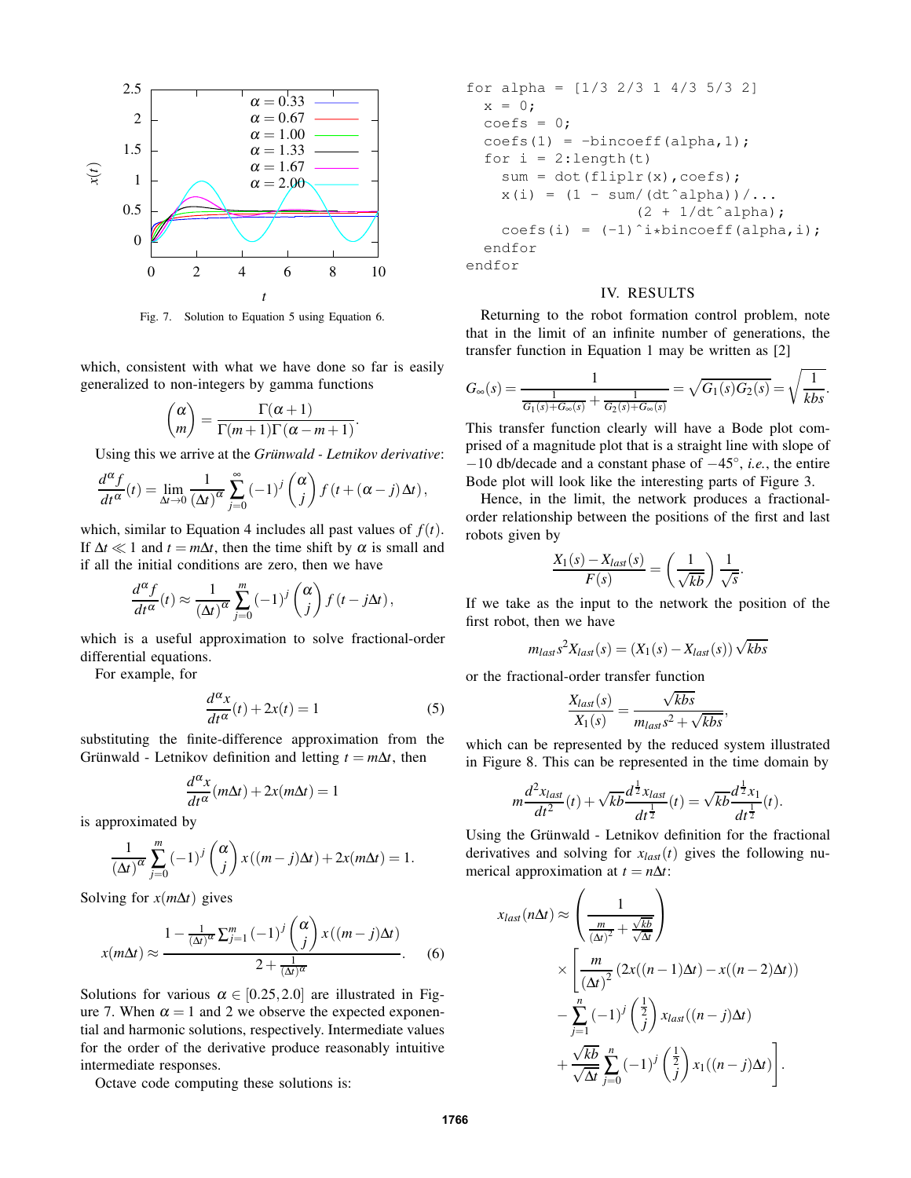Fig. 7. Solution to Equation 5 using Equation 6.

which, consistent with what we have done so far is easily generalized to non-integers by gamma functions

$$\binom{\alpha}{m} = \frac{\Gamma(\alpha+1)}{\Gamma(m+1)\Gamma(\alpha-m+1)}.$$

Using this we arrive at the *Grünwald - Letnikov derivative*:

$$\frac{d^{\alpha} f}{dt^{\alpha}}(t) = \lim_{\Delta t \to 0} \frac{1}{(\Delta t)^{\alpha}} \sum_{j=0}^{\infty} (-1)^{j} \binom{\alpha}{j} f\left(t + (\alpha - j)\Delta t\right),$$

which, similar to Equation 4 includes all past values of $f(t)$. If $\Delta t \ll 1$ and $t = m\Delta t$, then the time shift by $\alpha$ is small and if all the initial conditions are zero, then we have

$$\frac{d^{\alpha} f}{dt^{\alpha}}(t) \approx \frac{1}{(\Delta t)^{\alpha}} \sum_{j=0}^{m} (-1)^{j} \binom{\alpha}{j} f\left(t - j\Delta t\right),$$

which is a useful approximation to solve fractional-order differential equations.

For example, for

$$\frac{d^{\alpha} x}{dt^{\alpha}}(t) + 2x(t) = 1 \tag{5}$$

substituting the finite-difference approximation from the Grünwald - Letnikov definition and letting $t = m\Delta t$, then

$$\frac{d^{\alpha} x}{dt^{\alpha}}(m\Delta t) + 2x(m\Delta t) = 1$$

is approximated by

$$\frac{1}{(\Delta t)^{\alpha}} \sum_{j=0}^{m} (-1)^{j} \binom{\alpha}{j} x\left((m-j)\Delta t\right) + 2x(m\Delta t) = 1.$$

Solving for $x(m\Delta t)$ gives

$$x(m\Delta t) \approx \frac{1 - \frac{1}{(\Delta t)^{\alpha}} \sum_{j=1}^{m} (-1)^{j} \binom{\alpha}{j} x\left((m-j)\Delta t\right)}{2 + \frac{1}{(\Delta t)^{\alpha}}}. \tag{6}$$

Solutions for various $\alpha \in [0.25, 2.0]$ are illustrated in Figure 7. When $\alpha = 1$ and 2 we observe the expected exponential and harmonic solutions, respectively. Intermediate values for the order of the derivative produce reasonably intuitive intermediate responses.

Octave code computing these solutions is:

```
for alpha = [1/3 2/3 1 4/3 5/3 2]
  x = 0;
  coefs = 0;
  coefs(1) = -bincoeff(alpha,1);
  for i = 2:length(t)
    sum = dot(fliplr(x),coefs);
    x(i) = (1 - sum/(dt^alpha))/...
                (2 + 1/dt^alpha);
    coefs(i) = (-1)^i*bincoeff(alpha,i);
  endfor
endfor
```

## IV. RESULTS

Returning to the robot formation control problem, note that in the limit of an infinite number of generations, the transfer function in Equation 1 may be written as [2]

$$G_{\infty}(s) = \frac{1}{\frac{1}{G_1(s)+G_{\infty}(s)} + \frac{1}{G_2(s)+G_{\infty}(s)}} = \sqrt{G_1(s)G_2(s)} = \sqrt{\frac{1}{kbs}}.$$

This transfer function clearly will have a Bode plot comprised of a magnitude plot that is a straight line with slope of $-10$ db/decade and a constant phase of $-45^{\circ}$, *i.e.*, the entire Bode plot will look like the interesting parts of Figure 3.

Hence, in the limit, the network produces a fractional-order relationship between the positions of the first and last robots given by

$$\frac{X_1(s) - X_{last}(s)}{F(s)} = \left(\frac{1}{\sqrt{kb}}\right) \frac{1}{\sqrt{s}}.$$

If we take as the input to the network the position of the first robot, then we have

$$m_{last} s^2 X_{last}(s) = \left(X_1(s) - X_{last}(s)\right) \sqrt{kbs}$$

or the fractional-order transfer function

$$\frac{X_{last}(s)}{X_1(s)} = \frac{\sqrt{kbs}}{m_{last} s^2 + \sqrt{kbs}},$$

which can be represented by the reduced system illustrated in Figure 8. This can be represented in the time domain by

$$m \frac{d^2 x_{last}}{dt^2}(t) + \sqrt{kb} \frac{d^{\frac{1}{2}} x_{last}}{dt^{\frac{1}{2}}}(t) = \sqrt{kb} \frac{d^{\frac{1}{2}} x_1}{dt^{\frac{1}{2}}}(t).$$

Using the Grünwald - Letnikov definition for the fractional derivatives and solving for $x_{last}(t)$ gives the following numerical approximation at $t = n\Delta t$:

$$\begin{aligned} x_{last}(n\Delta t) \approx & \left(\frac{1}{\frac{m}{(\Delta t)^2} + \frac{\sqrt{kb}}{\sqrt{\Delta t}}}\right) \\ & \times \left[\frac{m}{(\Delta t)^2}\left(2x((n-1)\Delta t) - x((n-2)\Delta t)\right)\right. \\ & - \sum_{j=1}^{n} (-1)^{j} \binom{\frac{1}{2}}{j} x_{last}((n-j)\Delta t) \\ & \left. + \frac{\sqrt{kb}}{\sqrt{\Delta t}} \sum_{j=0}^{n} (-1)^{j} \binom{\frac{1}{2}}{j} x_1((n-j)\Delta t)\right]. \end{aligned}$$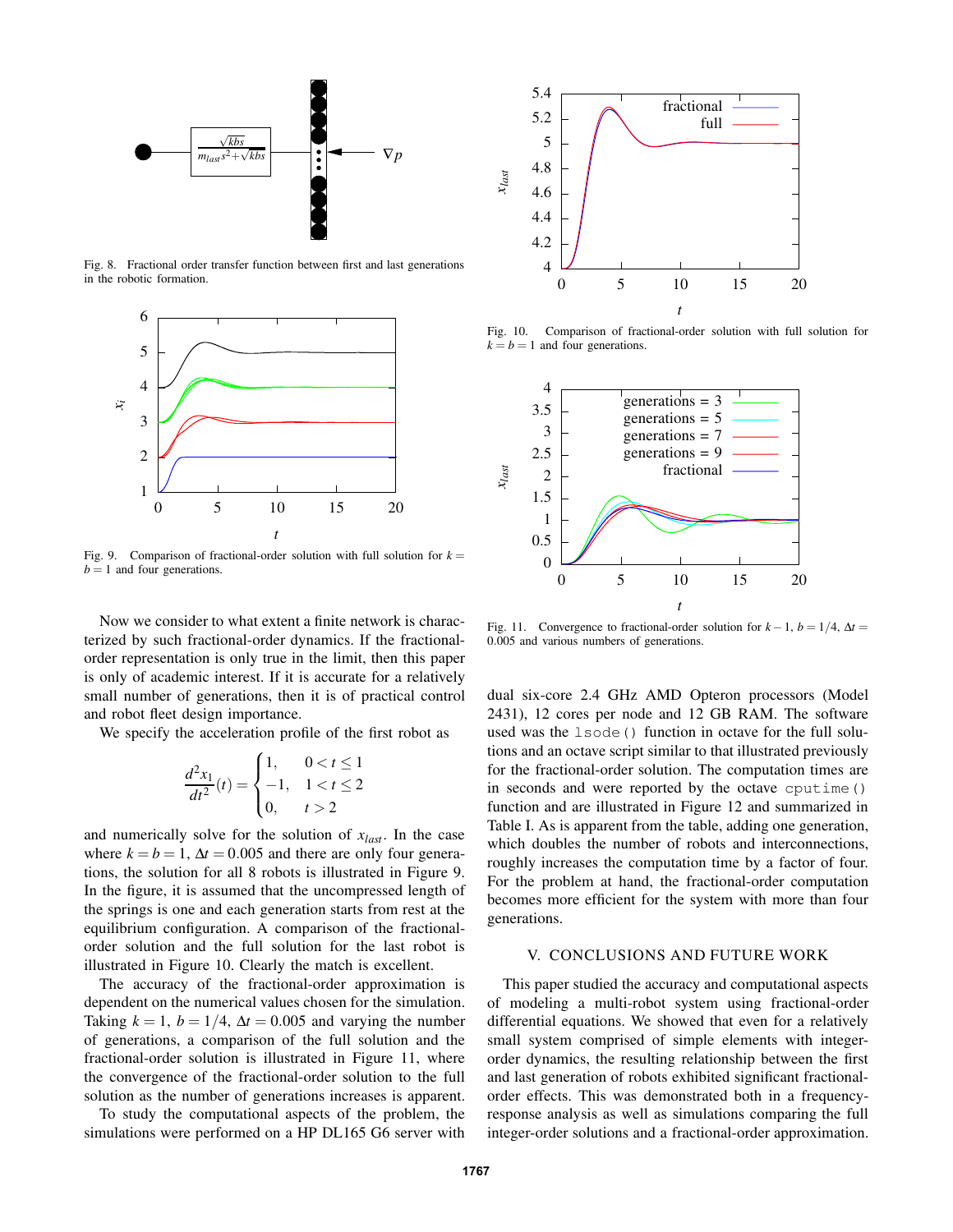Fig. 8. Fractional order transfer function between first and last generations in the robotic formation.

Fig. 9. Comparison of fractional-order solution with full solution for $k = b = 1$ and four generations.

Now we consider to what extent a finite network is characterized by such fractional-order dynamics. If the fractional-order representation is only true in the limit, then this paper is only of academic interest. If it is accurate for a relatively small number of generations, then it is of practical control and robot fleet design importance.

We specify the acceleration profile of the first robot as

$$\frac{d^2x_1}{dt^2}(t) = \begin{cases} 1, & 0 < t \le 1 \\ -1, & 1 < t \le 2 \\ 0, & t > 2 \end{cases}$$

and numerically solve for the solution of $x_{last}$. In the case where $k = b = 1$, $\Delta t = 0.005$ and there are only four generations, the solution for all 8 robots is illustrated in Figure 9. In the figure, it is assumed that the uncompressed length of the springs is one and each generation starts from rest at the equilibrium configuration. A comparison of the fractional-order solution and the full solution for the last robot is illustrated in Figure 10. Clearly the match is excellent.

The accuracy of the fractional-order approximation is dependent on the numerical values chosen for the simulation. Taking $k = 1$, $b = 1/4$, $\Delta t = 0.005$ and varying the number of generations, a comparison of the full solution and the fractional-order solution is illustrated in Figure 11, where the convergence of the fractional-order solution to the full solution as the number of generations increases is apparent.

To study the computational aspects of the problem, the simulations were performed on a HP DL165 G6 server with

Fig. 10. Comparison of fractional-order solution with full solution for $k = b = 1$ and four generations.

Fig. 11. Convergence to fractional-order solution for $k-1$, $b = 1/4$, $\Delta t = 0.005$ and various numbers of generations.

dual six-core 2.4 GHz AMD Opteron processors (Model 2431), 12 cores per node and 12 GB RAM. The software used was the `lsode()` function in octave for the full solutions and an octave script similar to that illustrated previously for the fractional-order solution. The computation times are in seconds and were reported by the octave `cputime()` function and are illustrated in Figure 12 and summarized in Table I. As is apparent from the table, adding one generation, which doubles the number of robots and interconnections, roughly increases the computation time by a factor of four. For the problem at hand, the fractional-order computation becomes more efficient for the system with more than four generations.

## V. CONCLUSIONS AND FUTURE WORK

This paper studied the accuracy and computational aspects of modeling a multi-robot system using fractional-order differential equations. We showed that even for a relatively small system comprised of simple elements with integer-order dynamics, the resulting relationship between the first and last generation of robots exhibited significant fractional-order effects. This was demonstrated both in a frequency-response analysis as well as simulations comparing the full integer-order solutions and a fractional-order approximation.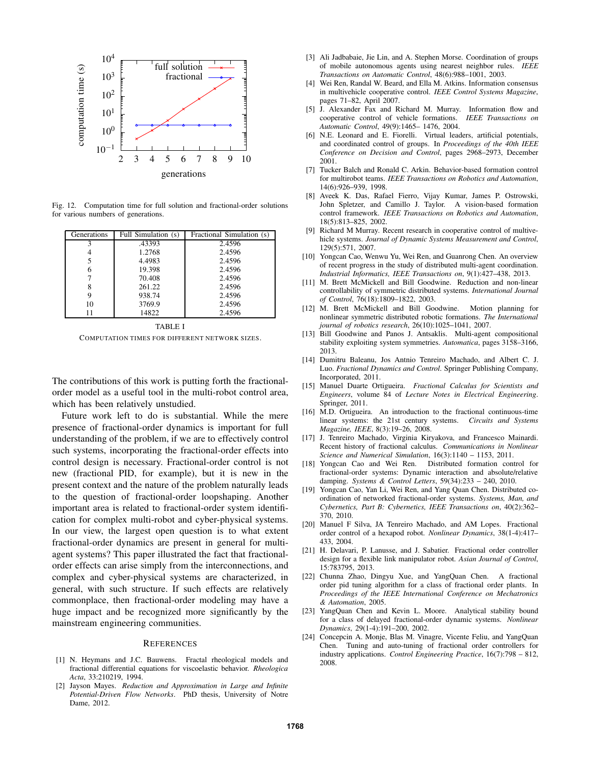computation time (s)

$10^4$
$10^3$
$10^2$
$10^1$
$10^0$
$10^{-1}$

full solution
fractional

2 3 4 5 6 7 8 9 10

generations

Fig. 12. Computation time for full solution and fractional-order solutions for various numbers of generations.

| Generations | Full Simulation (s) | Fractional Simulation (s) |
|---|---|---|
| 3 | .43393 | 2.4596 |
| 4 | 1.2768 | 2.4596 |
| 5 | 4.4983 | 2.4596 |
| 6 | 19.398 | 2.4596 |
| 7 | 70.408 | 2.4596 |
| 8 | 261.22 | 2.4596 |
| 9 | 938.74 | 2.4596 |
| 10 | 3769.9 | 2.4596 |
| 11 | 14822 | 2.4596 |

TABLE I
COMPUTATION TIMES FOR DIFFERENT NETWORK SIZES.

The contributions of this work is putting forth the fractional-order model as a useful tool in the multi-robot control area, which has been relatively unstudied.

Future work left to do is substantial. While the mere presence of fractional-order dynamics is important for full understanding of the problem, if we are to effectively control such systems, incorporating the fractional-order effects into control design is necessary. Fractional-order control is not new (fractional PID, for example), but it is new in the present context and the nature of the problem naturally leads to the question of fractional-order loopshaping. Another important area is related to fractional-order system identification for complex multi-robot and cyber-physical systems. In our view, the largest open question is to what extent fractional-order dynamics are present in general for multi-agent systems? This paper illustrated the fact that fractional-order effects can arise simply from the interconnections, and complex and cyber-physical systems are characterized, in general, with such structure. If such effects are relatively commonplace, then fractional-order modeling may have a huge impact and be recognized more significantly by the mainstream engineering communities.

## REFERENCES

[1] N. Heymans and J.C. Bauwens. Fractal rheological models and fractional differential equations for viscoelastic behavior. *Rheologica Acta*, 33:210219, 1994.

[2] Jayson Mayes. *Reduction and Approximation in Large and Infinite Potential-Driven Flow Networks*. PhD thesis, University of Notre Dame, 2012.

[3] Ali Jadbabaie, Jie Lin, and A. Stephen Morse. Coordination of groups of mobile autonomous agents using nearest neighbor rules. *IEEE Transactions on Automatic Control*, 48(6):988–1001, 2003.

[4] Wei Ren, Randal W. Beard, and Ella M. Atkins. Information consensus in multivehicle cooperative control. *IEEE Control Systems Magazine*, pages 71–82, April 2007.

[5] J. Alexander Fax and Richard M. Murray. Information flow and cooperative control of vehicle formations. *IEEE Transactions on Automatic Control*, 49(9):1465– 1476, 2004.

[6] N.E. Leonard and E. Fiorelli. Virtual leaders, artificial potentials, and coordinated control of groups. In *Proceedings of the 40th IEEE Conference on Decision and Control*, pages 2968–2973, December 2001.

[7] Tucker Balch and Ronald C. Arkin. Behavior-based formation control for multirobot teams. *IEEE Transactions on Robotics and Automation*, 14(6):926–939, 1998.

[8] Aveek K. Das, Rafael Fierro, Vijay Kumar, James P. Ostrowski, John Spletzer, and Camillo J. Taylor. A vision-based formation control framework. *IEEE Transactions on Robotics and Automation*, 18(5):813–825, 2002.

[9] Richard M Murray. Recent research in cooperative control of multivehicle systems. *Journal of Dynamic Systems Measurement and Control*, 129(5):571, 2007.

[10] Yongcan Cao, Wenwu Yu, Wei Ren, and Guanrong Chen. An overview of recent progress in the study of distributed multi-agent coordination. *Industrial Informatics, IEEE Transactions on*, 9(1):427–438, 2013.

[11] M. Brett McMickell and Bill Goodwine. Reduction and non-linear controllability of symmetric distributed systems. *International Journal of Control*, 76(18):1809–1822, 2003.

[12] M. Brett McMickell and Bill Goodwine. Motion planning for nonlinear symmetric distributed robotic formations. *The International journal of robotics research*, 26(10):1025–1041, 2007.

[13] Bill Goodwine and Panos J. Antsaklis. Multi-agent compositional stability exploiting system symmetries. *Automatica*, pages 3158–3166, 2013.

[14] Dumitru Baleanu, Jos Antnio Tenreiro Machado, and Albert C. J. Luo. *Fractional Dynamics and Control*. Springer Publishing Company, Incorporated, 2011.

[15] Manuel Duarte Ortigueira. *Fractional Calculus for Scientists and Engineers*, volume 84 of *Lecture Notes in Electrical Engineering*. Springer, 2011.

[16] M.D. Ortigueira. An introduction to the fractional continuous-time linear systems: the 21st century systems. *Circuits and Systems Magazine, IEEE*, 8(3):19–26, 2008.

[17] J. Tenreiro Machado, Virginia Kiryakova, and Francesco Mainardi. Recent history of fractional calculus. *Communications in Nonlinear Science and Numerical Simulation*, 16(3):1140 – 1153, 2011.

[18] Yongcan Cao and Wei Ren. Distributed formation control for fractional-order systems: Dynamic interaction and absolute/relative damping. *Systems & Control Letters*, 59(34):233 – 240, 2010.

[19] Yongcan Cao, Yan Li, Wei Ren, and Yang Quan Chen. Distributed coordination of networked fractional-order systems. *Systems, Man, and Cybernetics, Part B: Cybernetics, IEEE Transactions on*, 40(2):362–370, 2010.

[20] Manuel F Silva, JA Tenreiro Machado, and AM Lopes. Fractional order control of a hexapod robot. *Nonlinear Dynamics*, 38(1-4):417–433, 2004.

[21] H. Delavari, P. Lanusse, and J. Sabatier. Fractional order controller design for a flexible link manipulator robot. *Asian Journal of Control*, 15:783795, 2013.

[22] Chunna Zhao, Dingyu Xue, and YangQuan Chen. A fractional order pid tuning algorithm for a class of fractional order plants. In *Proceedings of the IEEE International Conference on Mechatronics & Automation*, 2005.

[23] YangQuan Chen and Kevin L. Moore. Analytical stability bound for a class of delayed fractional-order dynamic systems. *Nonlinear Dynamics*, 29(1-4):191–200, 2002.

[24] Concepcin A. Monje, Blas M. Vinagre, Vicente Feliu, and YangQuan Chen. Tuning and auto-tuning of fractional order controllers for industry applications. *Control Engineering Practice*, 16(7):798 – 812, 2008.